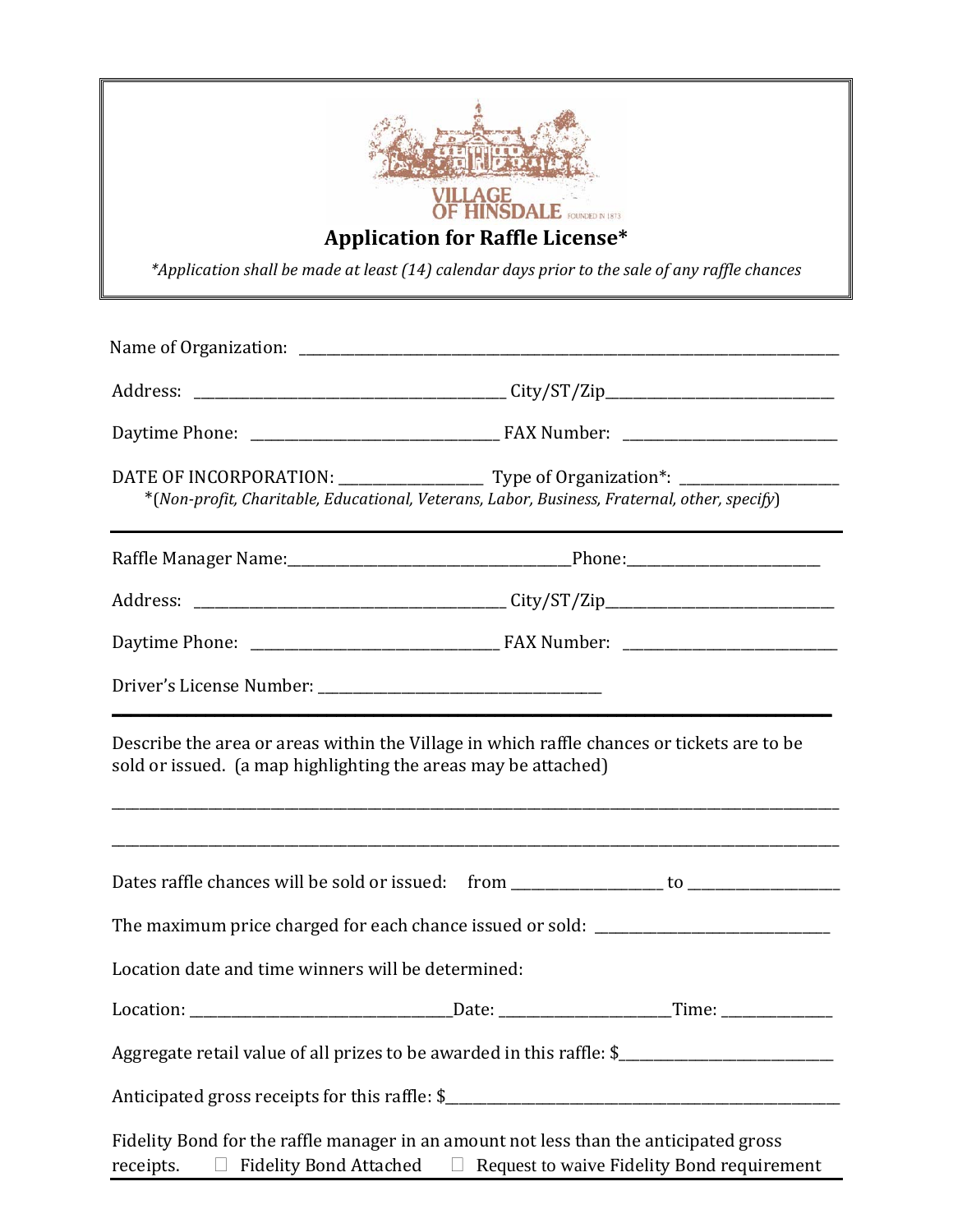VILLAGE OF HINSDALE FOUNDED IN 1873

# Application for Raffle License*

*\*Application shall be made at least (14) calendar days prior to the sale of any raffle chances*

Name of Organization: ______________________________________________

Address: ______________________________ City/ST/Zip______________________

Daytime Phone: __________________________ FAX Number: ____________________

DATE OF INCORPORATION: ______________ Type of Organization*: ______________

*(*Non-profit, Charitable, Educational, Veterans, Labor, Business, Fraternal, other, specify*)

---

Raffle Manager Name:______________________________Phone:____________________

Address: ______________________________ City/ST/Zip______________________

Daytime Phone: __________________________ FAX Number: ____________________

Driver's License Number: ______________________________

---

Describe the area or areas within the Village in which raffle chances or tickets are to be sold or issued. (a map highlighting the areas may be attached)

_____________________________________________________________________________

_____________________________________________________________________________

Dates raffle chances will be sold or issued: from ______________ to ______________

The maximum price charged for each chance issued or sold: ______________________

Location date and time winners will be determined:

Location: __________________________Date: ________________Time: ___________

Aggregate retail value of all prizes to be awarded in this raffle: $______________________

Anticipated gross receipts for this raffle: $_____________________________________

Fidelity Bond for the raffle manager in an amount not less than the anticipated gross receipts. ☐ Fidelity Bond Attached ☐ Request to waive Fidelity Bond requirement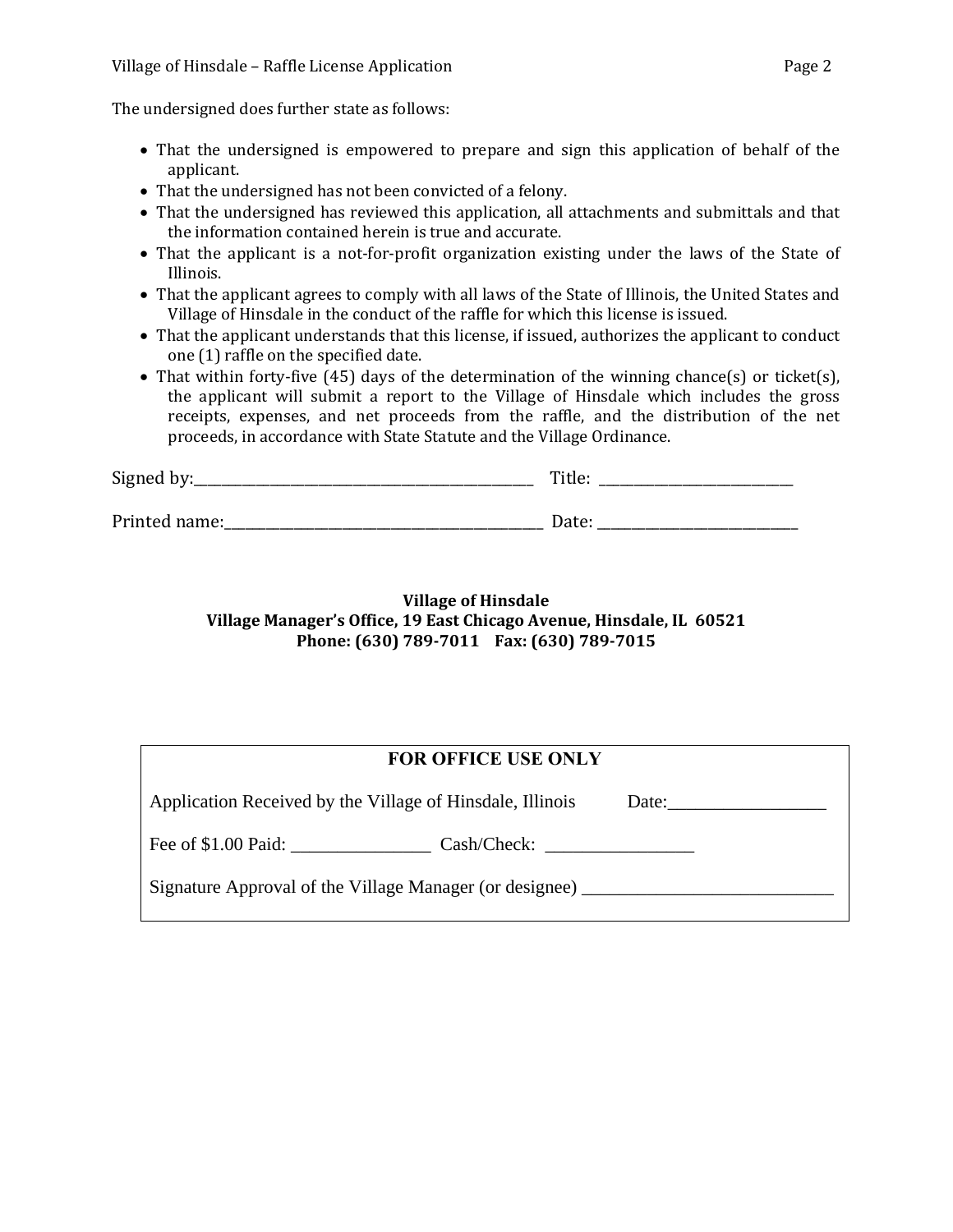The undersigned does further state as follows:

- That the undersigned is empowered to prepare and sign this application of behalf of the applicant.
- That the undersigned has not been convicted of a felony.
- That the undersigned has reviewed this application, all attachments and submittals and that the information contained herein is true and accurate.
- That the applicant is a not-for-profit organization existing under the laws of the State of Illinois.
- That the applicant agrees to comply with all laws of the State of Illinois, the United States and Village of Hinsdale in the conduct of the raffle for which this license is issued.
- That the applicant understands that this license, if issued, authorizes the applicant to conduct one (1) raffle on the specified date.
- That within forty-five (45) days of the determination of the winning chance(s) or ticket(s), the applicant will submit a report to the Village of Hinsdale which includes the gross receipts, expenses, and net proceeds from the raffle, and the distribution of the net proceeds, in accordance with State Statute and the Village Ordinance.

Signed by:_______________________________________________ Title: ___________________________

Printed name:____________________________________________ Date: ___________________________

**Village of Hinsdale**
**Village Manager's Office, 19 East Chicago Avenue, Hinsdale, IL 60521**
**Phone: (630) 789-7011 Fax: (630) 789-7015**

**FOR OFFICE USE ONLY**

Application Received by the Village of Hinsdale, Illinois Date:_________________

Fee of $1.00 Paid: _______________ Cash/Check: ________________

Signature Approval of the Village Manager (or designee) ___________________________